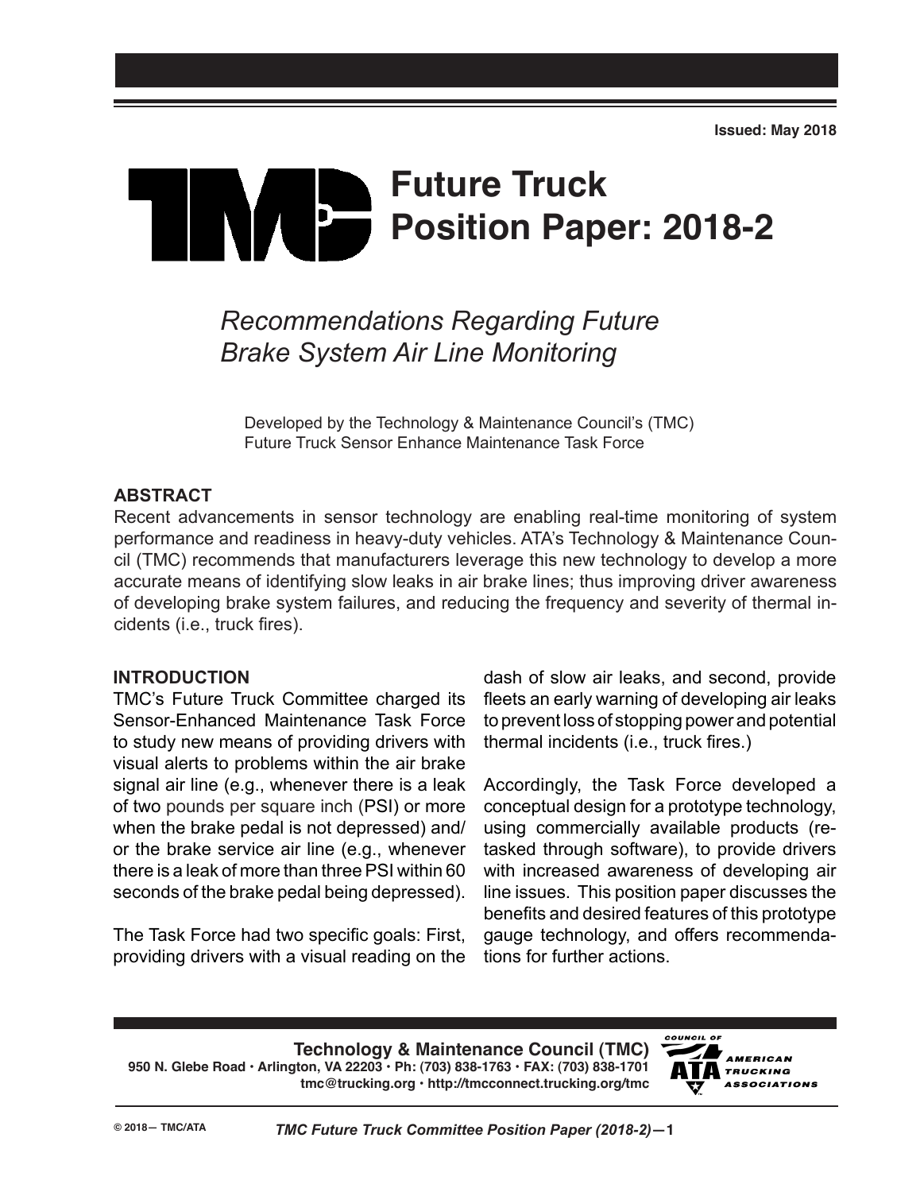Issued: May 2018

# Future Truck Position Paper: 2018-2

## *Recommendations Regarding Future Brake System Air Line Monitoring*

Developed by the Technology & Maintenance Council's (TMC) Future Truck Sensor Enhance Maintenance Task Force

### ABSTRACT

Recent advancements in sensor technology are enabling real-time monitoring of system performance and readiness in heavy-duty vehicles. ATA's Technology & Maintenance Council (TMC) recommends that manufacturers leverage this new technology to develop a more accurate means of identifying slow leaks in air brake lines; thus improving driver awareness of developing brake system failures, and reducing the frequency and severity of thermal incidents (i.e., truck fires).

### INTRODUCTION

TMC's Future Truck Committee charged its Sensor-Enhanced Maintenance Task Force to study new means of providing drivers with visual alerts to problems within the air brake signal air line (e.g., whenever there is a leak of two pounds per square inch (PSI) or more when the brake pedal is not depressed) and/or the brake service air line (e.g., whenever there is a leak of more than three PSI within 60 seconds of the brake pedal being depressed).

The Task Force had two specific goals: First, providing drivers with a visual reading on the dash of slow air leaks, and second, provide fleets an early warning of developing air leaks to prevent loss of stopping power and potential thermal incidents (i.e., truck fires.)

Accordingly, the Task Force developed a conceptual design for a prototype technology, using commercially available products (re-tasked through software), to provide drivers with increased awareness of developing air line issues. This position paper discusses the benefits and desired features of this prototype gauge technology, and offers recommendations for further actions.

**Technology & Maintenance Council (TMC)**
950 N. Glebe Road • Arlington, VA 22203 • Ph: (703) 838-1763 • FAX: (703) 838-1701
tmc@trucking.org • http://tmcconnect.trucking.org/tmc

© 2018— TMC/ATA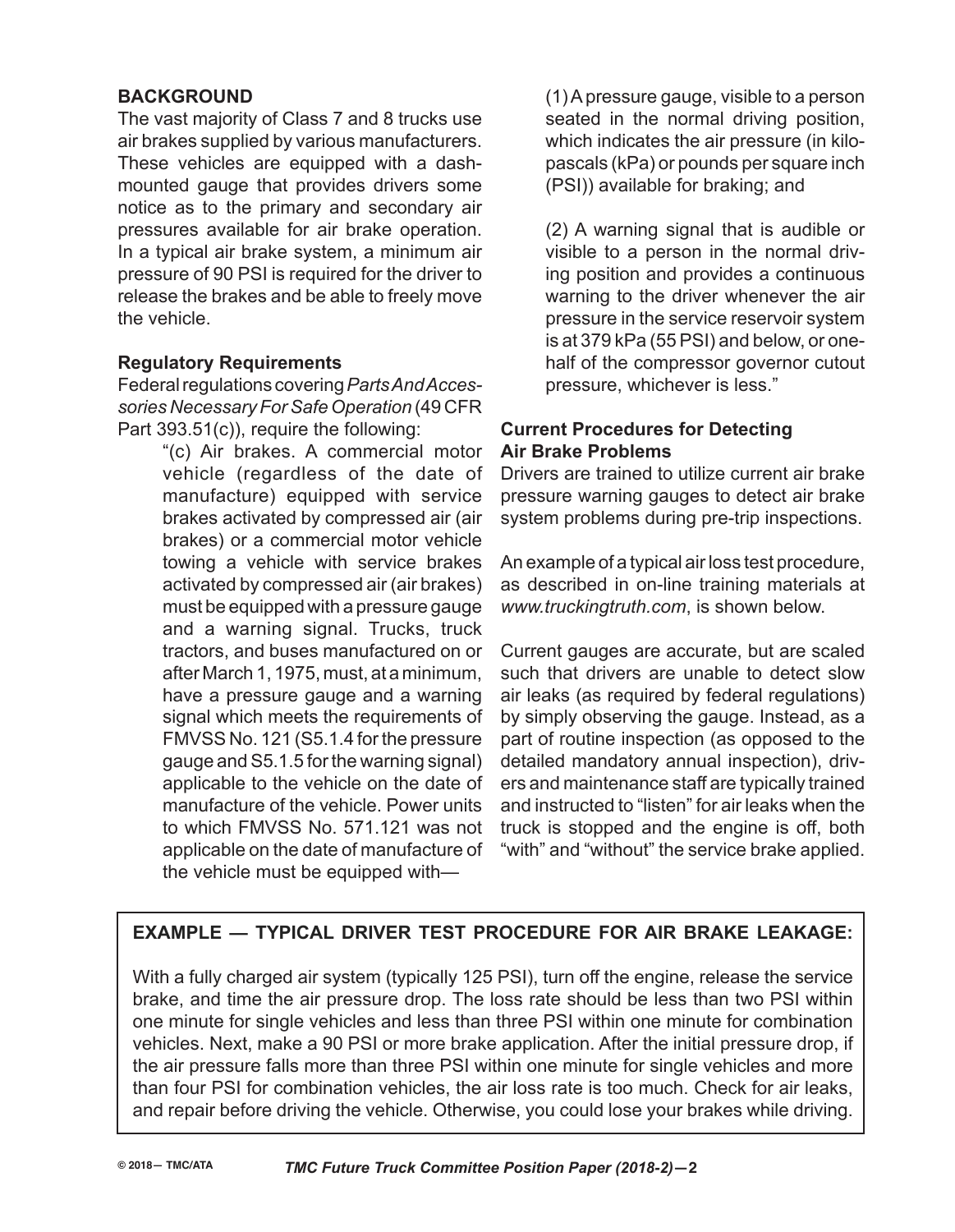## BACKGROUND

The vast majority of Class 7 and 8 trucks use air brakes supplied by various manufacturers. These vehicles are equipped with a dash-mounted gauge that provides drivers some notice as to the primary and secondary air pressures available for air brake operation. In a typical air brake system, a minimum air pressure of 90 PSI is required for the driver to release the brakes and be able to freely move the vehicle.

### Regulatory Requirements

Federal regulations covering *Parts And Accessories Necessary For Safe Operation* (49 CFR Part 393.51(c)), require the following:

> "(c) Air brakes. A commercial motor vehicle (regardless of the date of manufacture) equipped with service brakes activated by compressed air (air brakes) or a commercial motor vehicle towing a vehicle with service brakes activated by compressed air (air brakes) must be equipped with a pressure gauge and a warning signal. Trucks, truck tractors, and buses manufactured on or after March 1, 1975, must, at a minimum, have a pressure gauge and a warning signal which meets the requirements of FMVSS No. 121 (S5.1.4 for the pressure gauge and S5.1.5 for the warning signal) applicable to the vehicle on the date of manufacture of the vehicle. Power units to which FMVSS No. 571.121 was not applicable on the date of manufacture of the vehicle must be equipped with—
>
> (1) A pressure gauge, visible to a person seated in the normal driving position, which indicates the air pressure (in kilopascals (kPa) or pounds per square inch (PSI)) available for braking; and
>
> (2) A warning signal that is audible or visible to a person in the normal driving position and provides a continuous warning to the driver whenever the air pressure in the service reservoir system is at 379 kPa (55 PSI) and below, or one-half of the compressor governor cutout pressure, whichever is less."

### Current Procedures for Detecting Air Brake Problems

Drivers are trained to utilize current air brake pressure warning gauges to detect air brake system problems during pre-trip inspections.

An example of a typical air loss test procedure, as described in on-line training materials at *www.truckingtruth.com*, is shown below.

Current gauges are accurate, but are scaled such that drivers are unable to detect slow air leaks (as required by federal regulations) by simply observing the gauge. Instead, as a part of routine inspection (as opposed to the detailed mandatory annual inspection), drivers and maintenance staff are typically trained and instructed to "listen" for air leaks when the truck is stopped and the engine is off, both "with" and "without" the service brake applied.

**EXAMPLE — TYPICAL DRIVER TEST PROCEDURE FOR AIR BRAKE LEAKAGE:**

With a fully charged air system (typically 125 PSI), turn off the engine, release the service brake, and time the air pressure drop. The loss rate should be less than two PSI within one minute for single vehicles and less than three PSI within one minute for combination vehicles. Next, make a 90 PSI or more brake application. After the initial pressure drop, if the air pressure falls more than three PSI within one minute for single vehicles and more than four PSI for combination vehicles, the air loss rate is too much. Check for air leaks, and repair before driving the vehicle. Otherwise, you could lose your brakes while driving.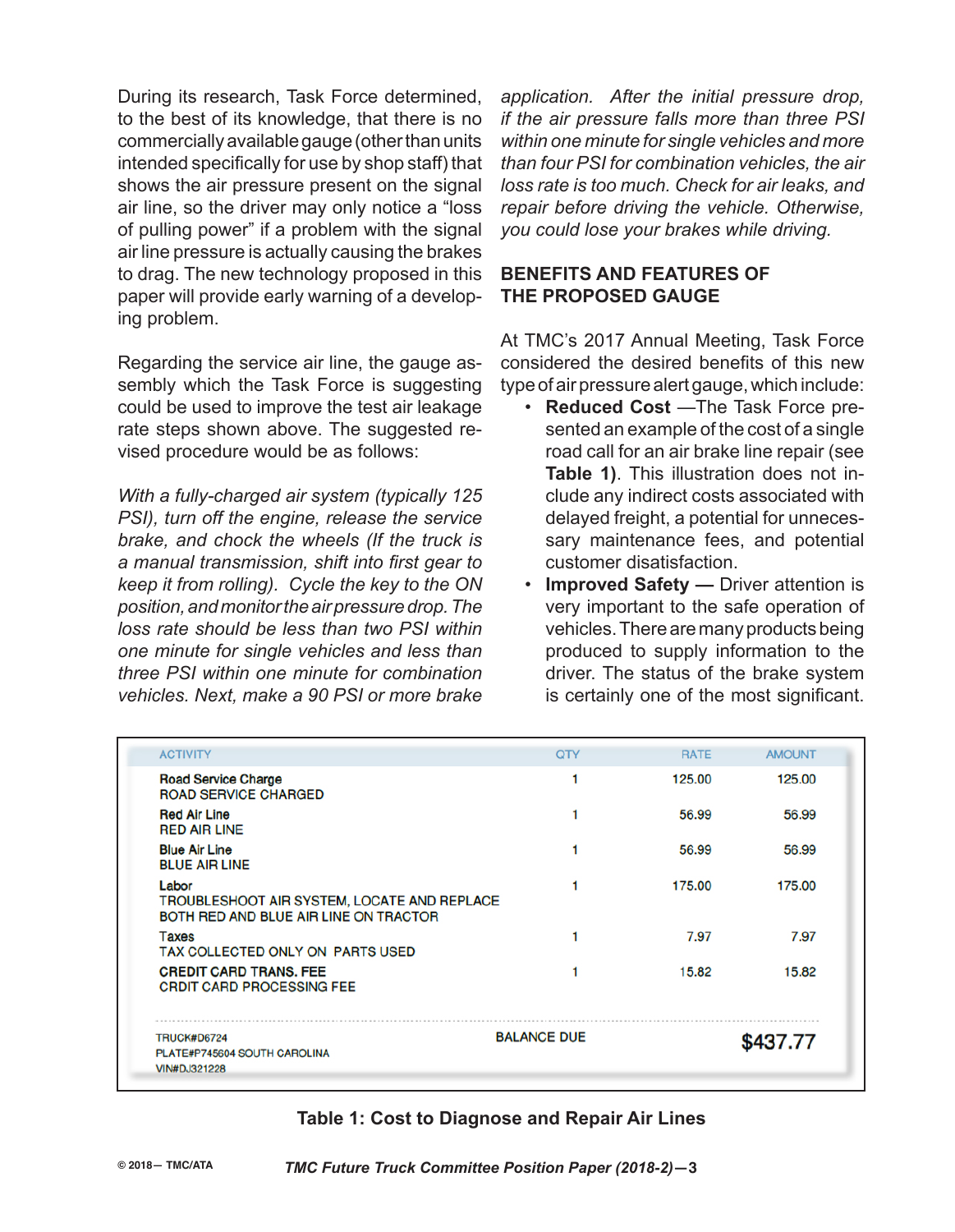During its research, Task Force determined, to the best of its knowledge, that there is no commercially available gauge (other than units intended specifically for use by shop staff) that shows the air pressure present on the signal air line, so the driver may only notice a "loss of pulling power" if a problem with the signal air line pressure is actually causing the brakes to drag. The new technology proposed in this paper will provide early warning of a developing problem.

Regarding the service air line, the gauge assembly which the Task Force is suggesting could be used to improve the test air leakage rate steps shown above. The suggested revised procedure would be as follows:

*With a fully-charged air system (typically 125 PSI), turn off the engine, release the service brake, and chock the wheels (If the truck is a manual transmission, shift into first gear to keep it from rolling). Cycle the key to the ON position, and monitor the air pressure drop. The loss rate should be less than two PSI within one minute for single vehicles and less than three PSI within one minute for combination vehicles. Next, make a 90 PSI or more brake application. After the initial pressure drop, if the air pressure falls more than three PSI within one minute for single vehicles and more than four PSI for combination vehicles, the air loss rate is too much. Check for air leaks, and repair before driving the vehicle. Otherwise, you could lose your brakes while driving.*

## BENEFITS AND FEATURES OF THE PROPOSED GAUGE

At TMC's 2017 Annual Meeting, Task Force considered the desired benefits of this new type of air pressure alert gauge, which include:

- **Reduced Cost** —The Task Force presented an example of the cost of a single road call for an air brake line repair (see **Table 1**). This illustration does not include any indirect costs associated with delayed freight, a potential for unnecessary maintenance fees, and potential customer disatisfaction.
- **Improved Safety —** Driver attention is very important to the safe operation of vehicles. There are many products being produced to supply information to the driver. The status of the brake system is certainly one of the most significant.

| ACTIVITY | QTY | RATE | AMOUNT |
|---|---|---|---|
| Road Service Charge<br>ROAD SERVICE CHARGED | 1 | 125.00 | 125.00 |
| Red Air Line<br>RED AIR LINE | 1 | 56.99 | 56.99 |
| Blue Air Line<br>BLUE AIR LINE | 1 | 56.99 | 56.99 |
| Labor<br>TROUBLESHOOT AIR SYSTEM, LOCATE AND REPLACE BOTH RED AND BLUE AIR LINE ON TRACTOR | 1 | 175.00 | 175.00 |
| Taxes<br>TAX COLLECTED ONLY ON PARTS USED | 1 | 7.97 | 7.97 |
| CREDIT CARD TRANS. FEE<br>CRDIT CARD PROCESSING FEE | 1 | 15.82 | 15.82 |
| TRUCK#D6724<br>PLATE#P745604 SOUTH CAROLINA<br>VIN#DJ321228 | BALANCE DUE | | **$437.77** |

**Table 1: Cost to Diagnose and Repair Air Lines**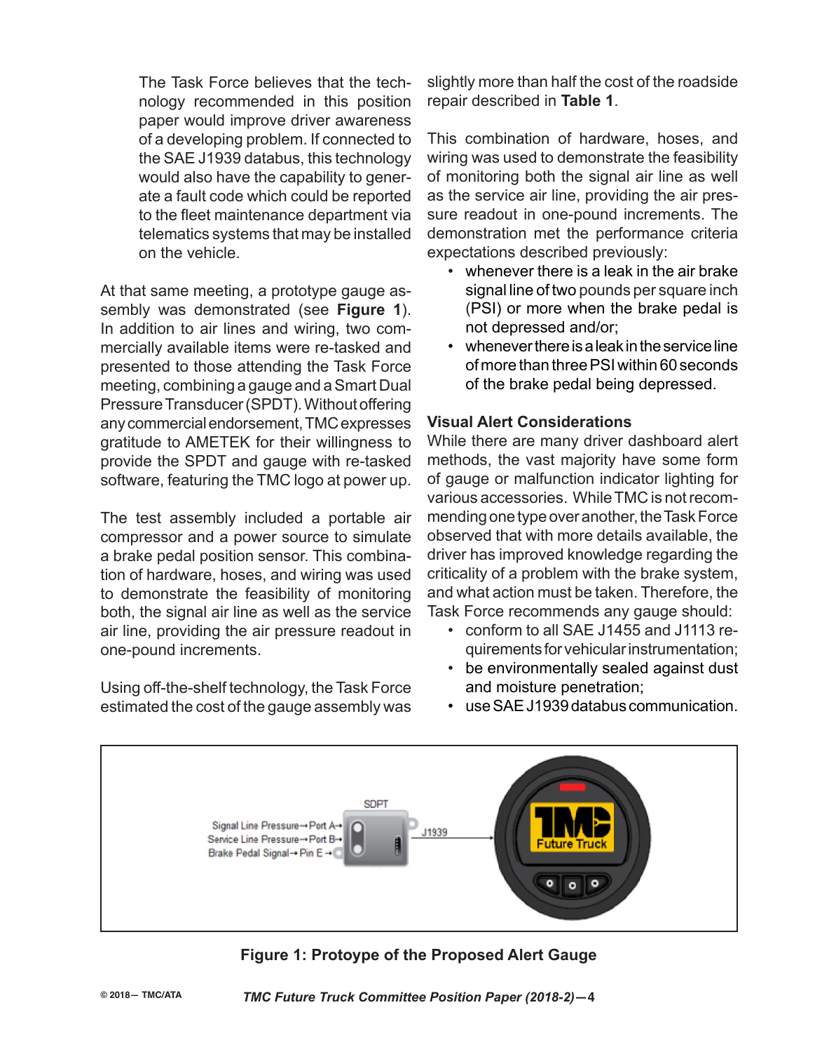The Task Force believes that the technology recommended in this position paper would improve driver awareness of a developing problem. If connected to the SAE J1939 databus, this technology would also have the capability to generate a fault code which could be reported to the fleet maintenance department via telematics systems that may be installed on the vehicle.

At that same meeting, a prototype gauge assembly was demonstrated (see **Figure 1**). In addition to air lines and wiring, two commercially available items were re-tasked and presented to those attending the Task Force meeting, combining a gauge and a Smart Dual Pressure Transducer (SPDT). Without offering any commercial endorsement, TMC expresses gratitude to AMETEK for their willingness to provide the SPDT and gauge with re-tasked software, featuring the TMC logo at power up.

The test assembly included a portable air compressor and a power source to simulate a brake pedal position sensor. This combination of hardware, hoses, and wiring was used to demonstrate the feasibility of monitoring both, the signal air line as well as the service air line, providing the air pressure readout in one-pound increments.

Using off-the-shelf technology, the Task Force estimated the cost of the gauge assembly was slightly more than half the cost of the roadside repair described in **Table 1**.

This combination of hardware, hoses, and wiring was used to demonstrate the feasibility of monitoring both the signal air line as well as the service air line, providing the air pressure readout in one-pound increments. The demonstration met the performance criteria expectations described previously:

- whenever there is a leak in the air brake signal line of two pounds per square inch (PSI) or more when the brake pedal is not depressed and/or;
- whenever there is a leak in the service line of more than three PSI within 60 seconds of the brake pedal being depressed.

### Visual Alert Considerations

While there are many driver dashboard alert methods, the vast majority have some form of gauge or malfunction indicator lighting for various accessories. While TMC is not recommending one type over another, the Task Force observed that with more details available, the driver has improved knowledge regarding the criticality of a problem with the brake system, and what action must be taken. Therefore, the Task Force recommends any gauge should:

- conform to all SAE J1455 and J1113 requirements for vehicular instrumentation;
- be environmentally sealed against dust and moisture penetration;
- use SAE J1939 databus communication.

**Figure 1: Protoype of the Proposed Alert Gauge**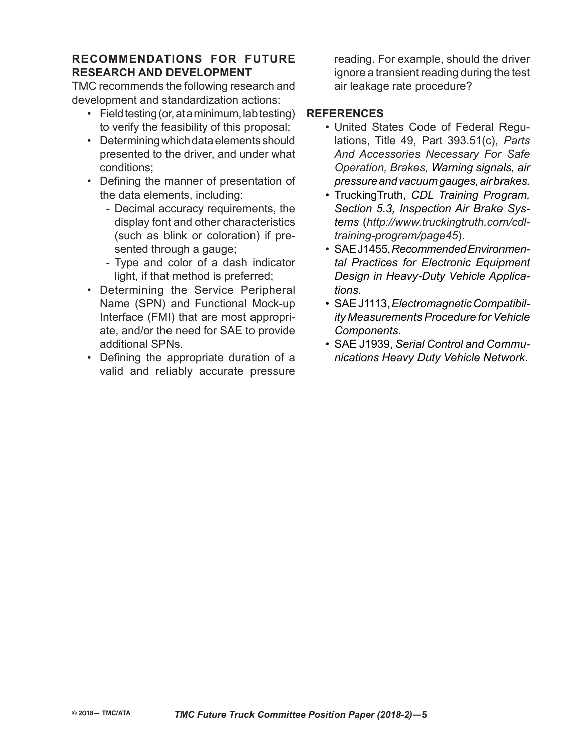## RECOMMENDATIONS FOR FUTURE RESEARCH AND DEVELOPMENT

TMC recommends the following research and development and standardization actions:

- Field testing (or, at a minimum, lab testing) to verify the feasibility of this proposal;
- Determining which data elements should presented to the driver, and under what conditions;
- Defining the manner of presentation of the data elements, including:
  - Decimal accuracy requirements, the display font and other characteristics (such as blink or coloration) if presented through a gauge;
  - Type and color of a dash indicator light, if that method is preferred;
- Determining the Service Peripheral Name (SPN) and Functional Mock-up Interface (FMI) that are most appropriate, and/or the need for SAE to provide additional SPNs.
- Defining the appropriate duration of a valid and reliably accurate pressure reading. For example, should the driver ignore a transient reading during the test air leakage rate procedure?

## REFERENCES

- United States Code of Federal Regulations, Title 49, Part 393.51(c), *Parts And Accessories Necessary For Safe Operation, Brakes, Warning signals, air pressure and vacuum gauges, air brakes.*
- TruckingTruth, *CDL Training Program, Section 5.3, Inspection Air Brake Systems* (*http://www.truckingtruth.com/cdl-training-program/page45*).
- SAE J1455, *Recommended Environmental Practices for Electronic Equipment Design in Heavy-Duty Vehicle Applications*.
- SAE J1113, *Electromagnetic Compatibility Measurements Procedure for Vehicle Components.*
- SAE J1939, *Serial Control and Communications Heavy Duty Vehicle Network*.